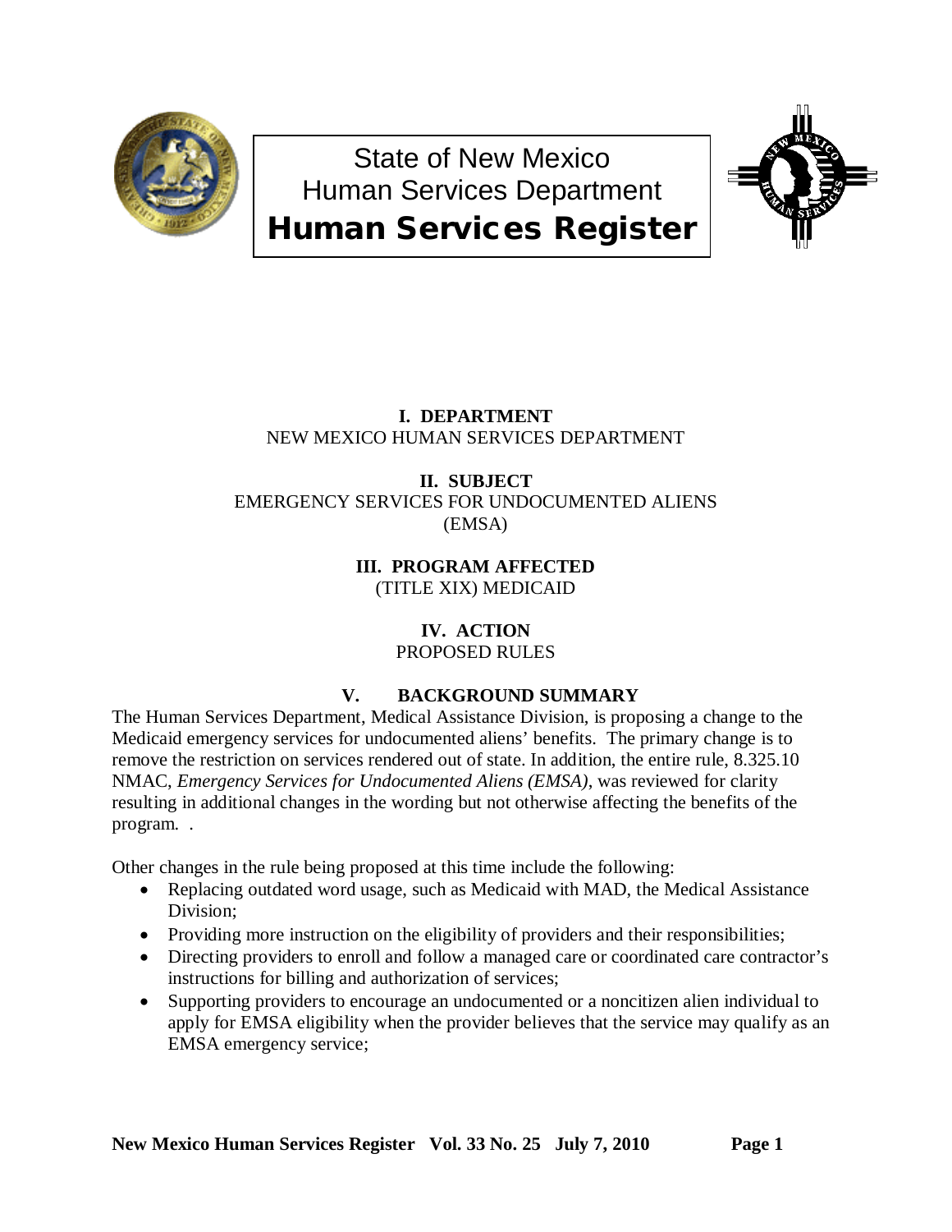# State of New Mexico
# Human Services Department
# Human Services Register

**I. DEPARTMENT**
NEW MEXICO HUMAN SERVICES DEPARTMENT

**II. SUBJECT**
EMERGENCY SERVICES FOR UNDOCUMENTED ALIENS (EMSA)

**III. PROGRAM AFFECTED**
(TITLE XIX) MEDICAID

**IV. ACTION**
PROPOSED RULES

**V. BACKGROUND SUMMARY**

The Human Services Department, Medical Assistance Division, is proposing a change to the Medicaid emergency services for undocumented aliens' benefits. The primary change is to remove the restriction on services rendered out of state. In addition, the entire rule, 8.325.10 NMAC, *Emergency Services for Undocumented Aliens (EMSA)*, was reviewed for clarity resulting in additional changes in the wording but not otherwise affecting the benefits of the program. .

Other changes in the rule being proposed at this time include the following:

- Replacing outdated word usage, such as Medicaid with MAD, the Medical Assistance Division;
- Providing more instruction on the eligibility of providers and their responsibilities;
- Directing providers to enroll and follow a managed care or coordinated care contractor's instructions for billing and authorization of services;
- Supporting providers to encourage an undocumented or a noncitizen alien individual to apply for EMSA eligibility when the provider believes that the service may qualify as an EMSA emergency service;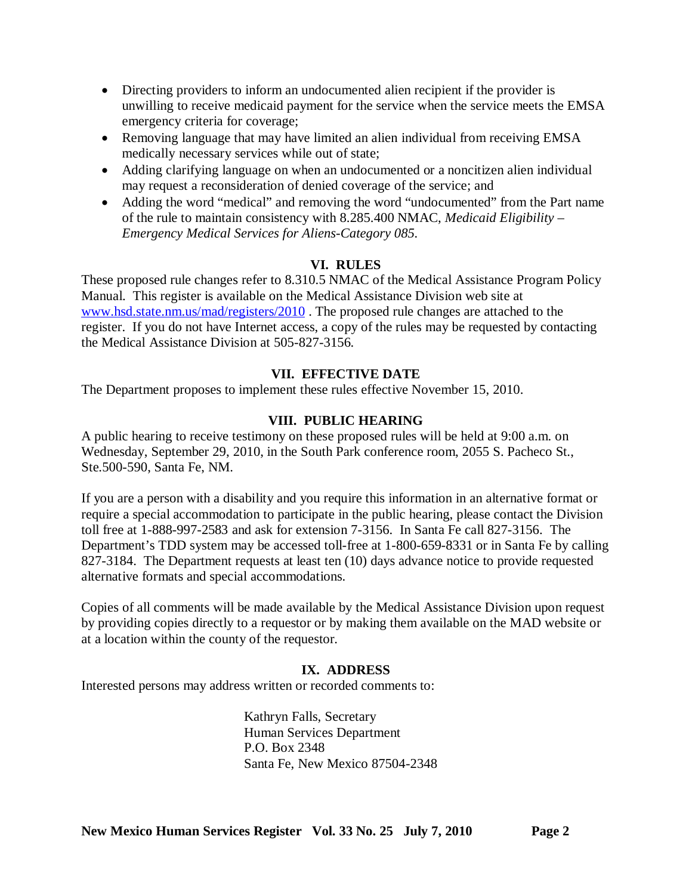- Directing providers to inform an undocumented alien recipient if the provider is unwilling to receive medicaid payment for the service when the service meets the EMSA emergency criteria for coverage;
- Removing language that may have limited an alien individual from receiving EMSA medically necessary services while out of state;
- Adding clarifying language on when an undocumented or a noncitizen alien individual may request a reconsideration of denied coverage of the service; and
- Adding the word "medical" and removing the word "undocumented" from the Part name of the rule to maintain consistency with 8.285.400 NMAC, *Medicaid Eligibility – Emergency Medical Services for Aliens-Category 085.*

## VI. RULES

These proposed rule changes refer to 8.310.5 NMAC of the Medical Assistance Program Policy Manual. This register is available on the Medical Assistance Division web site at www.hsd.state.nm.us/mad/registers/2010 . The proposed rule changes are attached to the register. If you do not have Internet access, a copy of the rules may be requested by contacting the Medical Assistance Division at 505-827-3156.

## VII. EFFECTIVE DATE

The Department proposes to implement these rules effective November 15, 2010.

## VIII. PUBLIC HEARING

A public hearing to receive testimony on these proposed rules will be held at 9:00 a.m. on Wednesday, September 29, 2010, in the South Park conference room, 2055 S. Pacheco St., Ste.500-590, Santa Fe, NM.

If you are a person with a disability and you require this information in an alternative format or require a special accommodation to participate in the public hearing, please contact the Division toll free at 1-888-997-2583 and ask for extension 7-3156. In Santa Fe call 827-3156. The Department's TDD system may be accessed toll-free at 1-800-659-8331 or in Santa Fe by calling 827-3184. The Department requests at least ten (10) days advance notice to provide requested alternative formats and special accommodations.

Copies of all comments will be made available by the Medical Assistance Division upon request by providing copies directly to a requestor or by making them available on the MAD website or at a location within the county of the requestor.

## IX. ADDRESS

Interested persons may address written or recorded comments to:

Kathryn Falls, Secretary  
Human Services Department  
P.O. Box 2348  
Santa Fe, New Mexico 87504-2348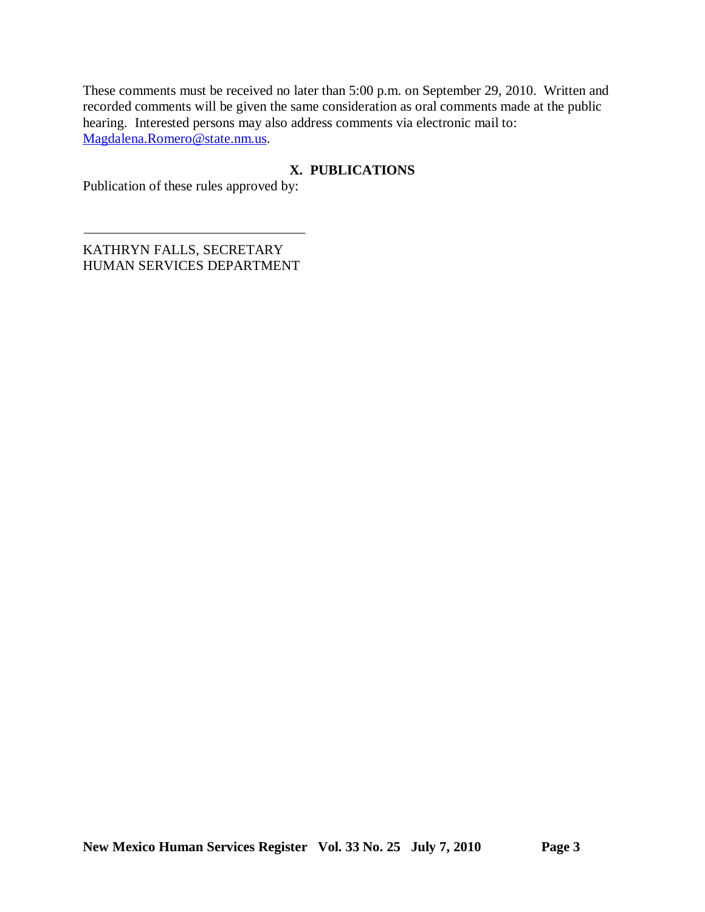These comments must be received no later than 5:00 p.m. on September 29, 2010. Written and recorded comments will be given the same consideration as oral comments made at the public hearing. Interested persons may also address comments via electronic mail to: Magdalena.Romero@state.nm.us.

## X. PUBLICATIONS

Publication of these rules approved by:

\_\_\_\_\_\_\_\_\_\_\_\_\_\_\_\_\_\_\_\_\_\_\_\_\_\_\_\_\_\_\_\_\_\_

KATHRYN FALLS, SECRETARY
HUMAN SERVICES DEPARTMENT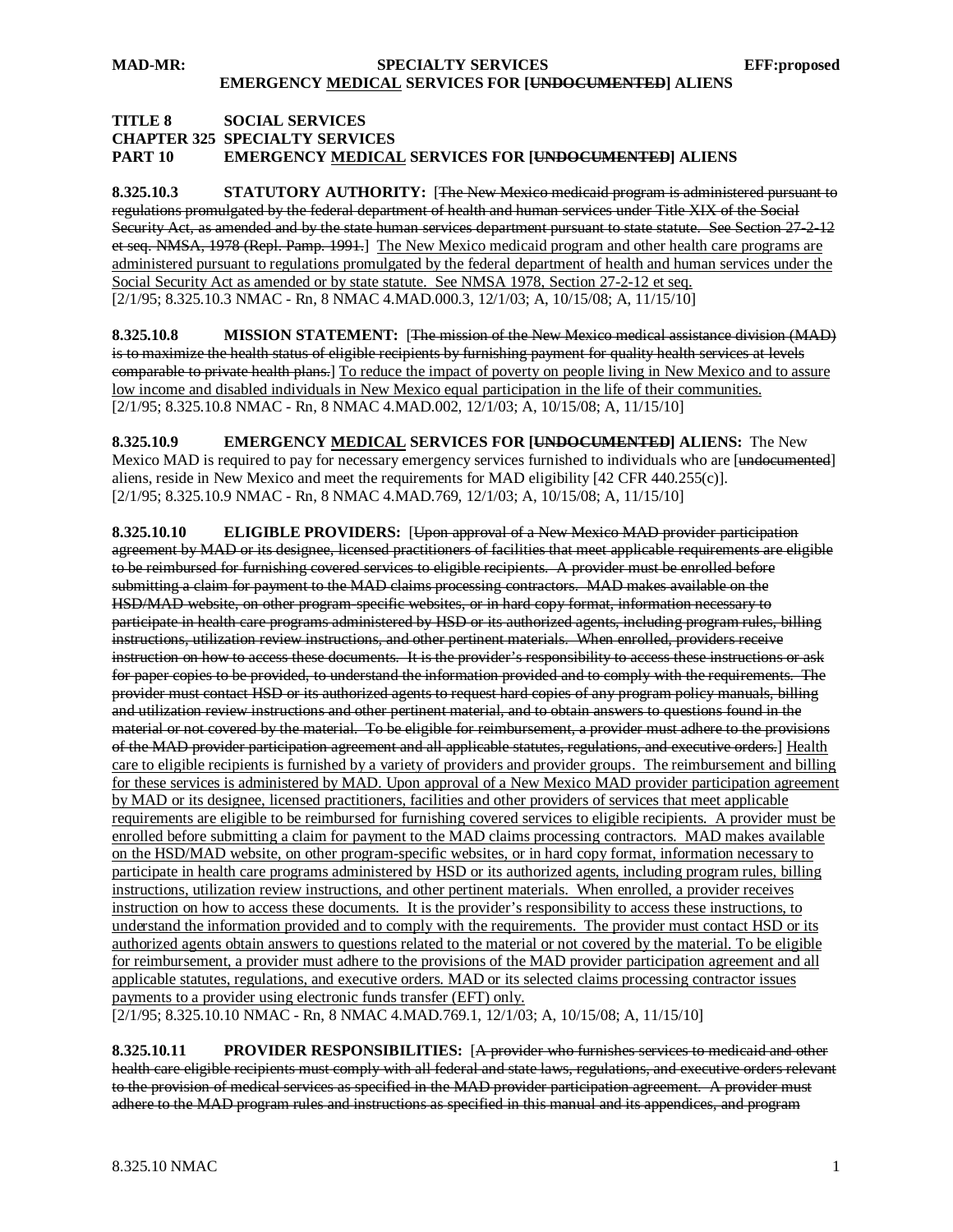**TITLE 8 SOCIAL SERVICES**
**CHAPTER 325 SPECIALTY SERVICES**
**PART 10 EMERGENCY <u>MEDICAL</u> SERVICES FOR [~~UNDOCUMENTED~~] ALIENS**

**8.325.10.3 STATUTORY AUTHORITY:** [~~The New Mexico medicaid program is administered pursuant to regulations promulgated by the federal department of health and human services under Title XIX of the Social Security Act, as amended and by the state human services department pursuant to state statute. See Section 27-2-12 et seq. NMSA, 1978 (Repl. Pamp. 1991.~~] <u>The New Mexico medicaid program and other health care programs are administered pursuant to regulations promulgated by the federal department of health and human services under the Social Security Act as amended or by state statute. See NMSA 1978, Section 27-2-12 et seq.</u>
[2/1/95; 8.325.10.3 NMAC - Rn, 8 NMAC 4.MAD.000.3, 12/1/03; A, 10/15/08; A, 11/15/10]

**8.325.10.8 MISSION STATEMENT:** [~~The mission of the New Mexico medical assistance division (MAD) is to maximize the health status of eligible recipients by furnishing payment for quality health services at levels comparable to private health plans.~~] <u>To reduce the impact of poverty on people living in New Mexico and to assure low income and disabled individuals in New Mexico equal participation in the life of their communities.</u>
[2/1/95; 8.325.10.8 NMAC - Rn, 8 NMAC 4.MAD.002, 12/1/03; A, 10/15/08; A, 11/15/10]

**8.325.10.9 EMERGENCY <u>MEDICAL</u> SERVICES FOR [~~UNDOCUMENTED~~] ALIENS:** The New Mexico MAD is required to pay for necessary emergency services furnished to individuals who are [~~undocumented~~] aliens, reside in New Mexico and meet the requirements for MAD eligibility [42 CFR 440.255(c)].
[2/1/95; 8.325.10.9 NMAC - Rn, 8 NMAC 4.MAD.769, 12/1/03; A, 10/15/08; A, 11/15/10]

**8.325.10.10 ELIGIBLE PROVIDERS:** [~~Upon approval of a New Mexico MAD provider participation agreement by MAD or its designee, licensed practitioners of facilities that meet applicable requirements are eligible to be reimbursed for furnishing covered services to eligible recipients. A provider must be enrolled before submitting a claim for payment to the MAD claims processing contractors. MAD makes available on the HSD/MAD website, on other program-specific websites, or in hard copy format, information necessary to participate in health care programs administered by HSD or its authorized agents, including program rules, billing instructions, utilization review instructions, and other pertinent materials. When enrolled, providers receive instruction on how to access these documents. It is the provider's responsibility to access these instructions or ask for paper copies to be provided, to understand the information provided and to comply with the requirements. The provider must contact HSD or its authorized agents to request hard copies of any program policy manuals, billing and utilization review instructions and other pertinent material, and to obtain answers to questions found in the material or not covered by the material. To be eligible for reimbursement, a provider must adhere to the provisions of the MAD provider participation agreement and all applicable statutes, regulations, and executive orders.~~] <u>Health care to eligible recipients is furnished by a variety of providers and provider groups. The reimbursement and billing for these services is administered by MAD. Upon approval of a New Mexico MAD provider participation agreement by MAD or its designee, licensed practitioners, facilities and other providers of services that meet applicable requirements are eligible to be reimbursed for furnishing covered services to eligible recipients. A provider must be enrolled before submitting a claim for payment to the MAD claims processing contractors. MAD makes available on the HSD/MAD website, on other program-specific websites, or in hard copy format, information necessary to participate in health care programs administered by HSD or its authorized agents, including program rules, billing instructions, utilization review instructions, and other pertinent materials. When enrolled, a provider receives instruction on how to access these documents. It is the provider's responsibility to access these instructions, to understand the information provided and to comply with the requirements. The provider must contact HSD or its authorized agents obtain answers to questions related to the material or not covered by the material. To be eligible for reimbursement, a provider must adhere to the provisions of the MAD provider participation agreement and all applicable statutes, regulations, and executive orders. MAD or its selected claims processing contractor issues payments to a provider using electronic funds transfer (EFT) only.</u>
[2/1/95; 8.325.10.10 NMAC - Rn, 8 NMAC 4.MAD.769.1, 12/1/03; A, 10/15/08; A, 11/15/10]

**8.325.10.11 PROVIDER RESPONSIBILITIES:** [~~A provider who furnishes services to medicaid and other health care eligible recipients must comply with all federal and state laws, regulations, and executive orders relevant to the provision of medical services as specified in the MAD provider participation agreement. A provider must adhere to the MAD program rules and instructions as specified in this manual and its appendices, and program~~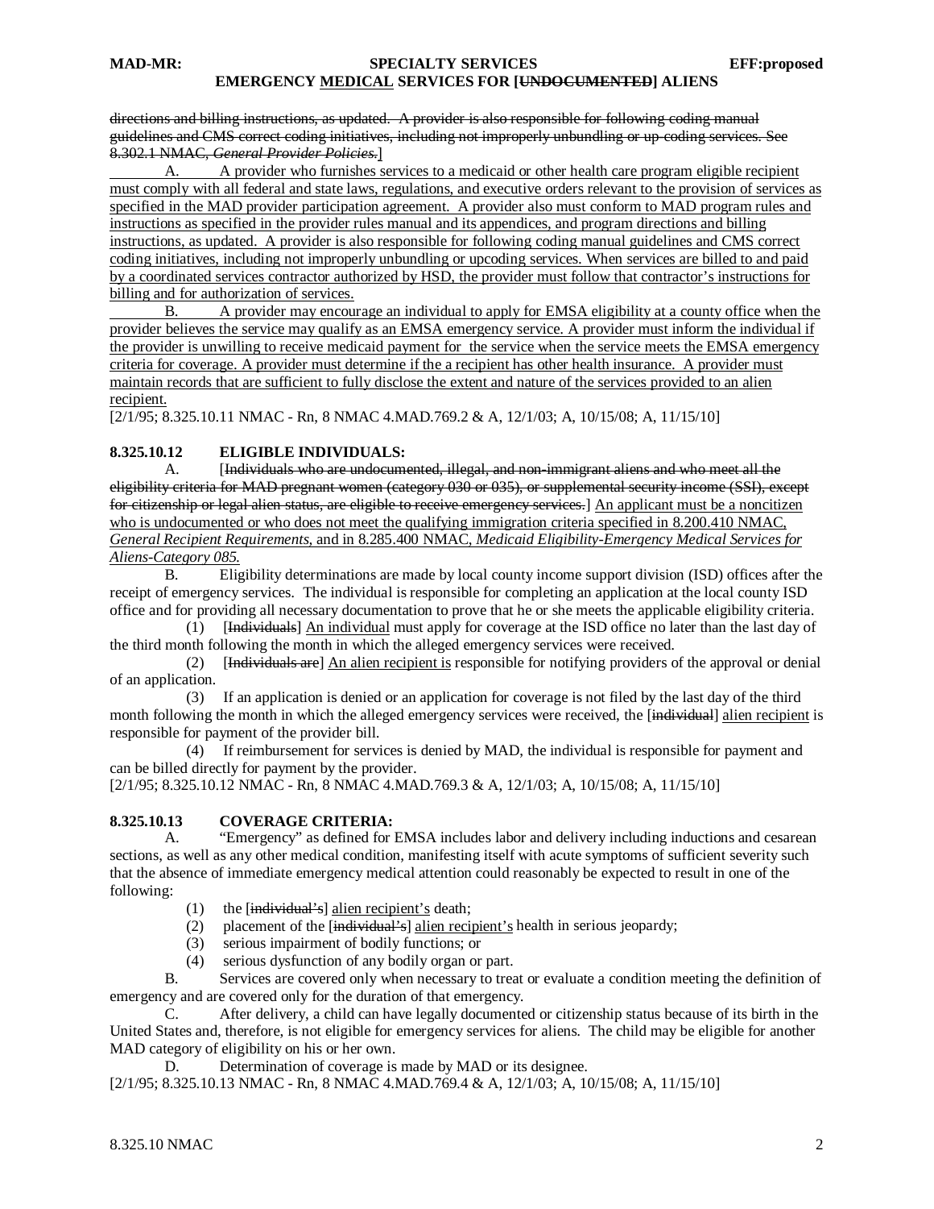directions and billing instructions, as updated. A provider is also responsible for following coding manual guidelines and CMS correct coding initiatives, including not improperly unbundling or up-coding services. See 8.302.1 NMAC, *General Provider Policies*.]

A. A provider who furnishes services to a medicaid or other health care program eligible recipient must comply with all federal and state laws, regulations, and executive orders relevant to the provision of services as specified in the MAD provider participation agreement. A provider also must conform to MAD program rules and instructions as specified in the provider rules manual and its appendices, and program directions and billing instructions, as updated. A provider is also responsible for following coding manual guidelines and CMS correct coding initiatives, including not improperly unbundling or upcoding services. When services are billed to and paid by a coordinated services contractor authorized by HSD, the provider must follow that contractor's instructions for billing and for authorization of services.

B. A provider may encourage an individual to apply for EMSA eligibility at a county office when the provider believes the service may qualify as an EMSA emergency service. A provider must inform the individual if the provider is unwilling to receive medicaid payment for the service when the service meets the EMSA emergency criteria for coverage. A provider must determine if the recipient has other health insurance. A provider must maintain records that are sufficient to fully disclose the extent and nature of the services provided to an alien recipient.

[2/1/95; 8.325.10.11 NMAC - Rn, 8 NMAC 4.MAD.769.2 & A, 12/1/03; A, 10/15/08; A, 11/15/10]

**8.325.10.12 ELIGIBLE INDIVIDUALS:**

A. [Individuals who are undocumented, illegal, and non-immigrant aliens and who meet all the eligibility criteria for MAD pregnant women (category 030 or 035), or supplemental security income (SSI), except for citizenship or legal alien status, are eligible to receive emergency services.] An applicant must be a noncitizen who is undocumented or who does not meet the qualifying immigration criteria specified in 8.200.410 NMAC, *General Recipient Requirements*, and in 8.285.400 NMAC, *Medicaid Eligibility-Emergency Medical Services for Aliens-Category 085.*

B. Eligibility determinations are made by local county income support division (ISD) offices after the receipt of emergency services. The individual is responsible for completing an application at the local county ISD office and for providing all necessary documentation to prove that he or she meets the applicable eligibility criteria.

(1) [Individuals] An individual must apply for coverage at the ISD office no later than the last day of the third month following the month in which the alleged emergency services were received.

(2) [Individuals are] An alien recipient is responsible for notifying providers of the approval or denial of an application.

(3) If an application is denied or an application for coverage is not filed by the last day of the third month following the month in which the alleged emergency services were received, the [individual] alien recipient is responsible for payment of the provider bill.

(4) If reimbursement for services is denied by MAD, the individual is responsible for payment and can be billed directly for payment by the provider.

[2/1/95; 8.325.10.12 NMAC - Rn, 8 NMAC 4.MAD.769.3 & A, 12/1/03; A, 10/15/08; A, 11/15/10]

**8.325.10.13 COVERAGE CRITERIA:**

A. "Emergency" as defined for EMSA includes labor and delivery including inductions and cesarean sections, as well as any other medical condition, manifesting itself with acute symptoms of sufficient severity such that the absence of immediate emergency medical attention could reasonably be expected to result in one of the following:

(1) the [individual's] alien recipient's death;

(2) placement of the [individual's] alien recipient's health in serious jeopardy;

(3) serious impairment of bodily functions; or

(4) serious dysfunction of any bodily organ or part.

B. Services are covered only when necessary to treat or evaluate a condition meeting the definition of emergency and are covered only for the duration of that emergency.

C. After delivery, a child can have legally documented or citizenship status because of its birth in the United States and, therefore, is not eligible for emergency services for aliens. The child may be eligible for another MAD category of eligibility on his or her own.

D. Determination of coverage is made by MAD or its designee.

[2/1/95; 8.325.10.13 NMAC - Rn, 8 NMAC 4.MAD.769.4 & A, 12/1/03; A, 10/15/08; A, 11/15/10]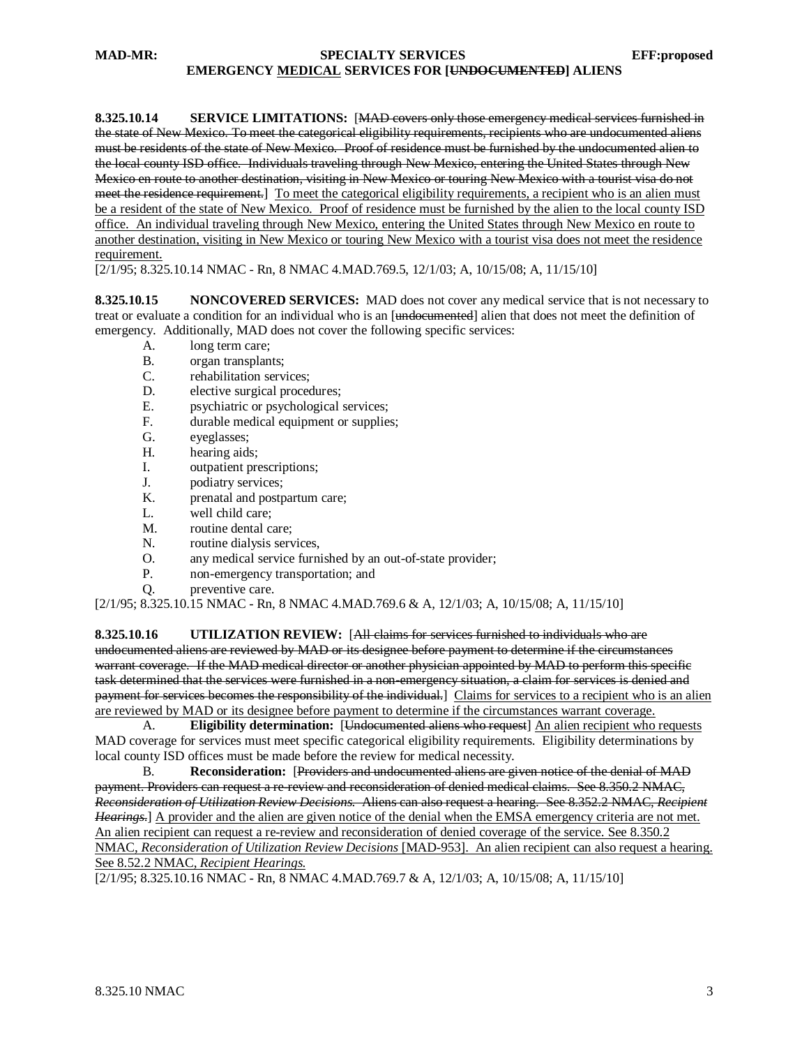**8.325.10.14 SERVICE LIMITATIONS:** [~~MAD covers only those emergency medical services furnished in the state of New Mexico. To meet the categorical eligibility requirements, recipients who are undocumented aliens must be residents of the state of New Mexico. Proof of residence must be furnished by the undocumented alien to the local county ISD office. Individuals traveling through New Mexico, entering the United States through New Mexico en route to another destination, visiting in New Mexico or touring New Mexico with a tourist visa do not meet the residence requirement.~~] <u>To meet the categorical eligibility requirements, a recipient who is an alien must be a resident of the state of New Mexico. Proof of residence must be furnished by the alien to the local county ISD office. An individual traveling through New Mexico, entering the United States through New Mexico en route to another destination, visiting in New Mexico or touring New Mexico with a tourist visa does not meet the residence requirement.</u>

[2/1/95; 8.325.10.14 NMAC - Rn, 8 NMAC 4.MAD.769.5, 12/1/03; A, 10/15/08; A, 11/15/10]

**8.325.10.15 NONCOVERED SERVICES:** MAD does not cover any medical service that is not necessary to treat or evaluate a condition for an individual who is an [~~undocumented~~] alien that does not meet the definition of emergency. Additionally, MAD does not cover the following specific services:

A. long term care;
B. organ transplants;
C. rehabilitation services;
D. elective surgical procedures;
E. psychiatric or psychological services;
F. durable medical equipment or supplies;
G. eyeglasses;
H. hearing aids;
I. outpatient prescriptions;
J. podiatry services;
K. prenatal and postpartum care;
L. well child care;
M. routine dental care;
N. routine dialysis services,
O. any medical service furnished by an out-of-state provider;
P. non-emergency transportation; and
Q. preventive care.

[2/1/95; 8.325.10.15 NMAC - Rn, 8 NMAC 4.MAD.769.6 & A, 12/1/03; A, 10/15/08; A, 11/15/10]

**8.325.10.16 UTILIZATION REVIEW:** [~~All claims for services furnished to individuals who are undocumented aliens are reviewed by MAD or its designee before payment to determine if the circumstances warrant coverage. If the MAD medical director or another physician appointed by MAD to perform this specific task determined that the services were furnished in a non-emergency situation, a claim for services is denied and payment for services becomes the responsibility of the individual.~~] <u>Claims for services to a recipient who is an alien are reviewed by MAD or its designee before payment to determine if the circumstances warrant coverage.</u>

A. **Eligibility determination:** [~~Undocumented aliens who request~~] <u>An alien recipient who requests</u> MAD coverage for services must meet specific categorical eligibility requirements. Eligibility determinations by local county ISD offices must be made before the review for medical necessity.

B. **Reconsideration:** [~~Providers and undocumented aliens are given notice of the denial of MAD payment. Providers can request a re-review and reconsideration of denied medical claims. See 8.350.2 NMAC, *Reconsideration of Utilization Review Decisions*. Aliens can also request a hearing. See 8.352.2 NMAC, *Recipient Hearings*.~~] <u>A provider and the alien are given notice of the denial when the EMSA emergency criteria are not met. An alien recipient can request a re-review and reconsideration of denied coverage of the service. See 8.350.2 NMAC, *Reconsideration of Utilization Review Decisions* [MAD-953]. An alien recipient can also request a hearing. See 8.52.2 NMAC, *Recipient Hearings.*</u>

[2/1/95; 8.325.10.16 NMAC - Rn, 8 NMAC 4.MAD.769.7 & A, 12/1/03; A, 10/15/08; A, 11/15/10]